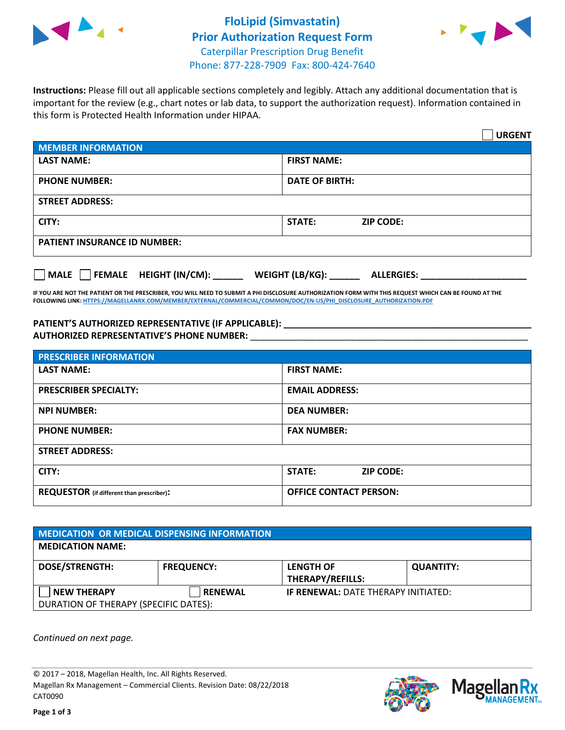# FloLipid (Simvastatin)
## Prior Authorization Request Form

Caterpillar Prescription Drug Benefit
Phone: 877-228-7909 Fax: 800-424-7640

**Instructions:** Please fill out all applicable sections completely and legibly. Attach any additional documentation that is important for the review (e.g., chart notes or lab data, to support the authorization request). Information contained in this form is Protected Health Information under HIPAA.

☐ **URGENT**

| **MEMBER INFORMATION** | |
|---|---|
| **LAST NAME:** | **FIRST NAME:** |
| **PHONE NUMBER:** | **DATE OF BIRTH:** |
| **STREET ADDRESS:** | |
| **CITY:** | **STATE:** **ZIP CODE:** |
| **PATIENT INSURANCE ID NUMBER:** | |

☐ **MALE** ☐ **FEMALE** **HEIGHT (IN/CM):** ______ **WEIGHT (LB/KG):** ______ **ALLERGIES:** ____________________

**IF YOU ARE NOT THE PATIENT OR THE PRESCRIBER, YOU WILL NEED TO SUBMIT A PHI DISCLOSURE AUTHORIZATION FORM WITH THIS REQUEST WHICH CAN BE FOUND AT THE FOLLOWING LINK: HTTPS://MAGELLANRX.COM/MEMBER/EXTERNAL/COMMERCIAL/COMMON/DOC/EN-US/PHI_DISCLOSURE_AUTHORIZATION.PDF**

**PATIENT'S AUTHORIZED REPRESENTATIVE (IF APPLICABLE):** ____________________________________________
**AUTHORIZED REPRESENTATIVE'S PHONE NUMBER:** ____________________________________________

| **PRESCRIBER INFORMATION** | |
|---|---|
| **LAST NAME:** | **FIRST NAME:** |
| **PRESCRIBER SPECIALTY:** | **EMAIL ADDRESS:** |
| **NPI NUMBER:** | **DEA NUMBER:** |
| **PHONE NUMBER:** | **FAX NUMBER:** |
| **STREET ADDRESS:** | |
| **CITY:** | **STATE:** **ZIP CODE:** |
| **REQUESTOR** (if different than prescriber)**:** | **OFFICE CONTACT PERSON:** |

| **MEDICATION OR MEDICAL DISPENSING INFORMATION** | | | |
|---|---|---|---|
| **MEDICATION NAME:** | | | |
| **DOSE/STRENGTH:** | **FREQUENCY:** | **LENGTH OF THERAPY/REFILLS:** | **QUANTITY:** |
| ☐ **NEW THERAPY** | ☐ **RENEWAL** | **IF RENEWAL:** DATE THERAPY INITIATED: | |
| DURATION OF THERAPY (SPECIFIC DATES): | | | |

*Continued on next page.*

© 2017 – 2018, Magellan Health, Inc. All Rights Reserved.
Magellan Rx Management – Commercial Clients. Revision Date: 08/22/2018
CAT0090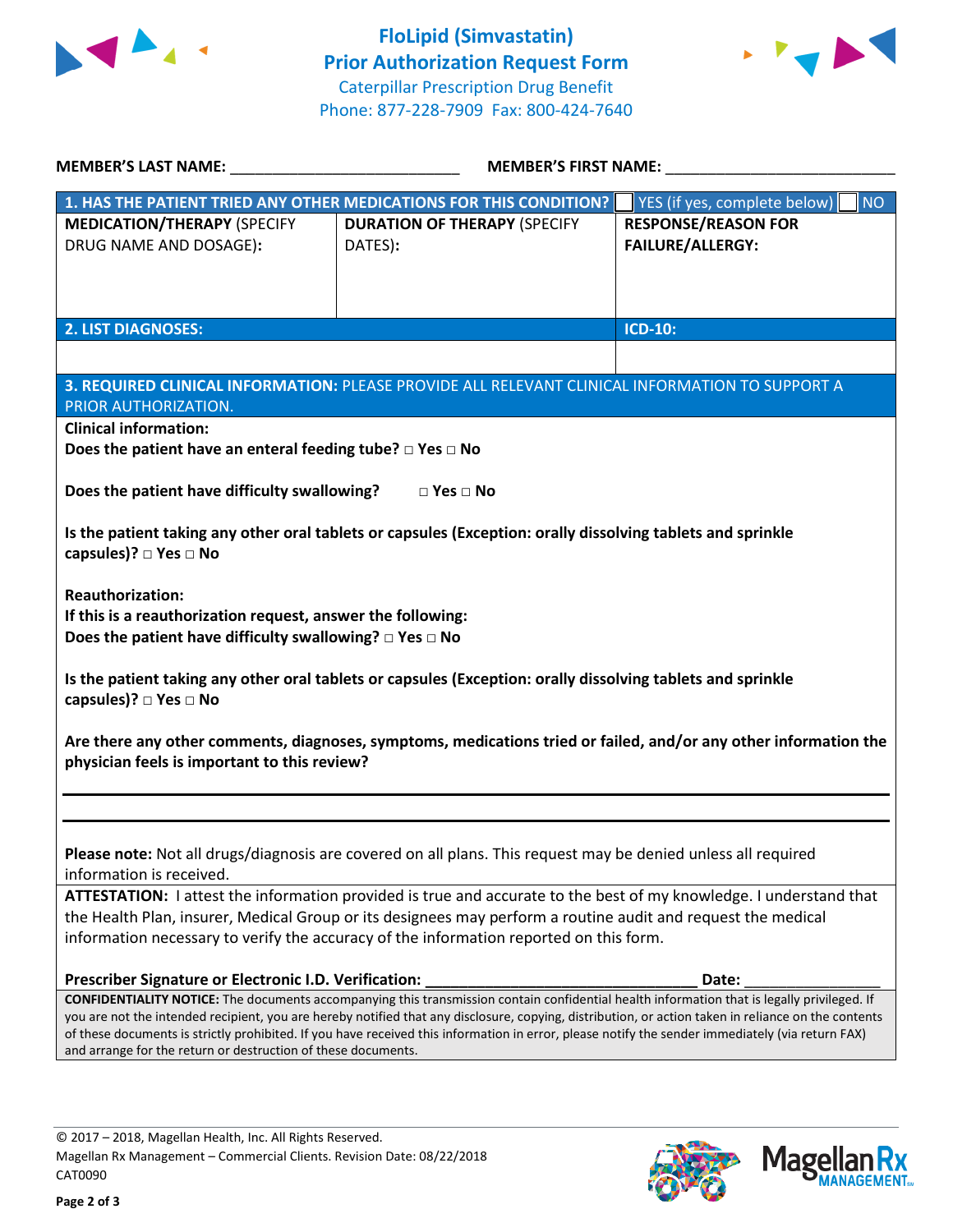# FloLipid (Simvastatin) Prior Authorization Request Form

Caterpillar Prescription Drug Benefit
Phone: 877-228-7909 Fax: 800-424-7640

**MEMBER'S LAST NAME:** ___________________________ **MEMBER'S FIRST NAME:** ___________________________

| **1. HAS THE PATIENT TRIED ANY OTHER MEDICATIONS FOR THIS CONDITION?** | | ☐ YES (if yes, complete below) ☐ NO |
|---|---|---|
| **MEDICATION/THERAPY** (SPECIFY DRUG NAME AND DOSAGE): | **DURATION OF THERAPY** (SPECIFY DATES): | **RESPONSE/REASON FOR FAILURE/ALLERGY:** |
| | | |

| **2. LIST DIAGNOSES:** | **ICD-10:** |
|---|---|
| | |

**3. REQUIRED CLINICAL INFORMATION:** PLEASE PROVIDE ALL RELEVANT CLINICAL INFORMATION TO SUPPORT A PRIOR AUTHORIZATION.

**Clinical information:**

**Does the patient have an enteral feeding tube? □ Yes □ No**

**Does the patient have difficulty swallowing? □ Yes □ No**

**Is the patient taking any other oral tablets or capsules (Exception: orally dissolving tablets and sprinkle capsules)? □ Yes □ No**

**Reauthorization:**

**If this is a reauthorization request, answer the following:**

**Does the patient have difficulty swallowing? □ Yes □ No**

**Is the patient taking any other oral tablets or capsules (Exception: orally dissolving tablets and sprinkle capsules)? □ Yes □ No**

**Are there any other comments, diagnoses, symptoms, medications tried or failed, and/or any other information the physician feels is important to this review?**

_______________________________________________

_______________________________________________

**Please note:** Not all drugs/diagnosis are covered on all plans. This request may be denied unless all required information is received.

**ATTESTATION:** I attest the information provided is true and accurate to the best of my knowledge. I understand that the Health Plan, insurer, Medical Group or its designees may perform a routine audit and request the medical information necessary to verify the accuracy of the information reported on this form.

**Prescriber Signature or Electronic I.D. Verification:** ________________________________ **Date:** ________________

**CONFIDENTIALITY NOTICE:** The documents accompanying this transmission contain confidential health information that is legally privileged. If you are not the intended recipient, you are hereby notified that any disclosure, copying, distribution, or action taken in reliance on the contents of these documents is strictly prohibited. If you have received this information in error, please notify the sender immediately (via return FAX) and arrange for the return or destruction of these documents.

© 2017 – 2018, Magellan Health, Inc. All Rights Reserved.
Magellan Rx Management – Commercial Clients. Revision Date: 08/22/2018
CAT0090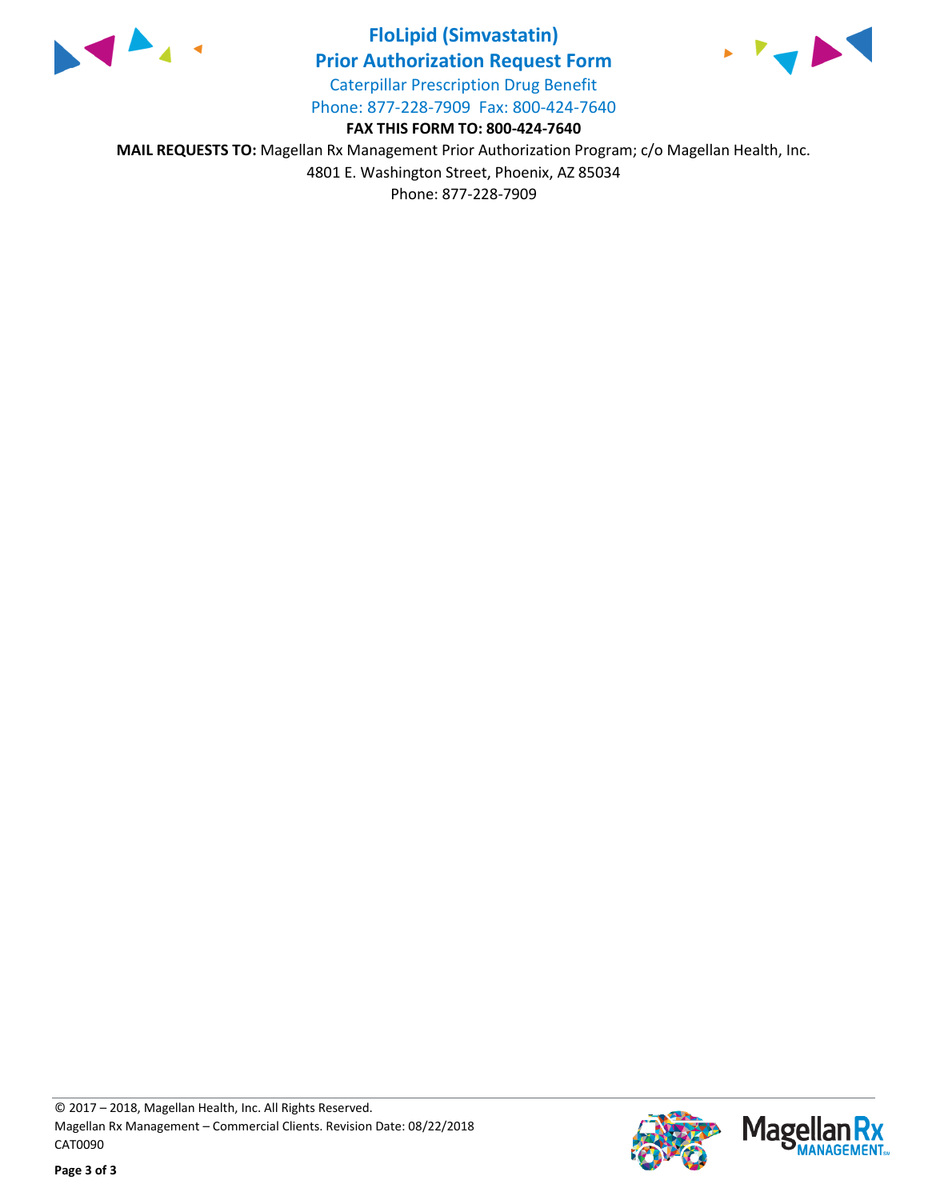# FloLipid (Simvastatin)
## Prior Authorization Request Form

Caterpillar Prescription Drug Benefit
Phone: 877-228-7909 Fax: 800-424-7640

**FAX THIS FORM TO: 800-424-7640**

**MAIL REQUESTS TO:** Magellan Rx Management Prior Authorization Program; c/o Magellan Health, Inc.
4801 E. Washington Street, Phoenix, AZ 85034
Phone: 877-228-7909

© 2017 – 2018, Magellan Health, Inc. All Rights Reserved.
Magellan Rx Management – Commercial Clients. Revision Date: 08/22/2018
CAT0090